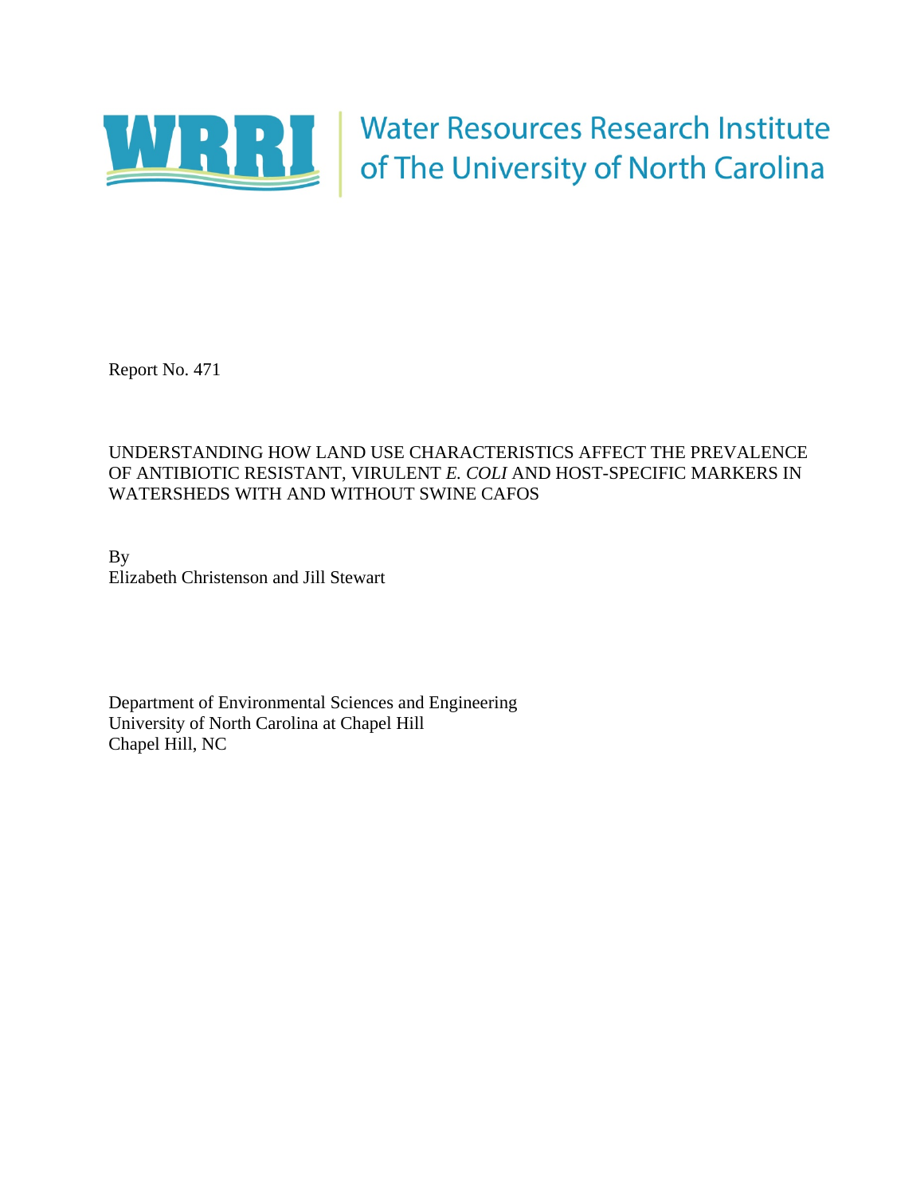WRRI | Water Resources Research Institute of The University of North Carolina

Report No. 471

# UNDERSTANDING HOW LAND USE CHARACTERISTICS AFFECT THE PREVALENCE OF ANTIBIOTIC RESISTANT, VIRULENT *E. COLI* AND HOST-SPECIFIC MARKERS IN WATERSHEDS WITH AND WITHOUT SWINE CAFOS

By
Elizabeth Christenson and Jill Stewart

Department of Environmental Sciences and Engineering
University of North Carolina at Chapel Hill
Chapel Hill, NC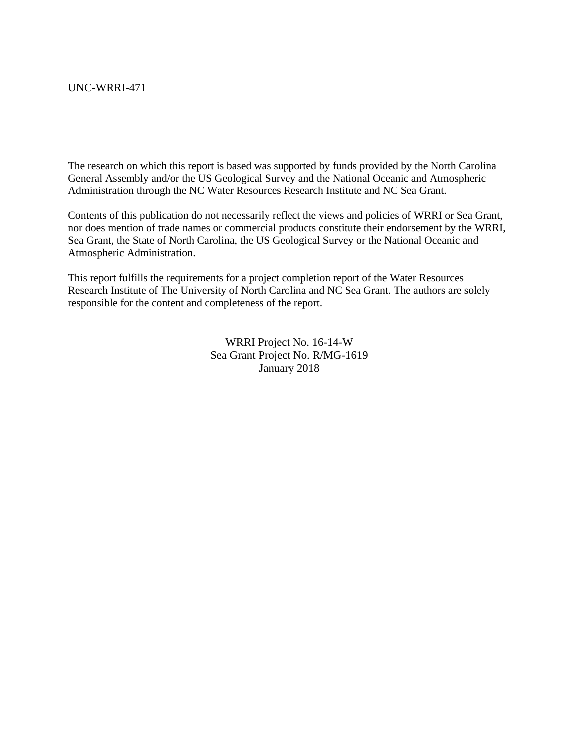UNC-WRRI-471

The research on which this report is based was supported by funds provided by the North Carolina General Assembly and/or the US Geological Survey and the National Oceanic and Atmospheric Administration through the NC Water Resources Research Institute and NC Sea Grant.

Contents of this publication do not necessarily reflect the views and policies of WRRI or Sea Grant, nor does mention of trade names or commercial products constitute their endorsement by the WRRI, Sea Grant, the State of North Carolina, the US Geological Survey or the National Oceanic and Atmospheric Administration.

This report fulfills the requirements for a project completion report of the Water Resources Research Institute of The University of North Carolina and NC Sea Grant. The authors are solely responsible for the content and completeness of the report.

WRRI Project No. 16-14-W
Sea Grant Project No. R/MG-1619
January 2018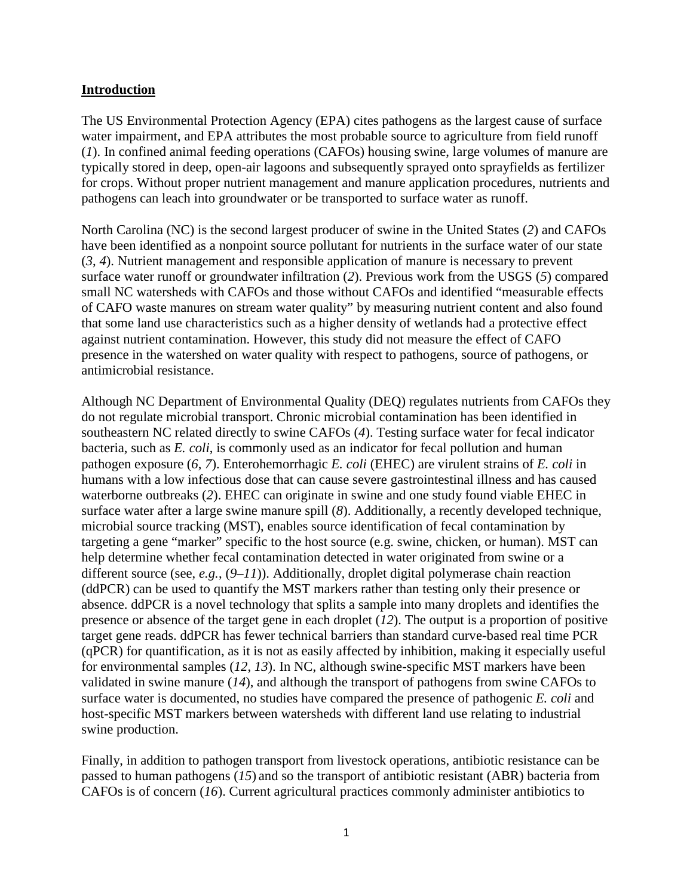## Introduction

The US Environmental Protection Agency (EPA) cites pathogens as the largest cause of surface water impairment, and EPA attributes the most probable source to agriculture from field runoff (*1*). In confined animal feeding operations (CAFOs) housing swine, large volumes of manure are typically stored in deep, open-air lagoons and subsequently sprayed onto sprayfields as fertilizer for crops. Without proper nutrient management and manure application procedures, nutrients and pathogens can leach into groundwater or be transported to surface water as runoff.

North Carolina (NC) is the second largest producer of swine in the United States (*2*) and CAFOs have been identified as a nonpoint source pollutant for nutrients in the surface water of our state (*3*, *4*). Nutrient management and responsible application of manure is necessary to prevent surface water runoff or groundwater infiltration (*2*). Previous work from the USGS (*5*) compared small NC watersheds with CAFOs and those without CAFOs and identified "measurable effects of CAFO waste manures on stream water quality" by measuring nutrient content and also found that some land use characteristics such as a higher density of wetlands had a protective effect against nutrient contamination. However, this study did not measure the effect of CAFO presence in the watershed on water quality with respect to pathogens, source of pathogens, or antimicrobial resistance.

Although NC Department of Environmental Quality (DEQ) regulates nutrients from CAFOs they do not regulate microbial transport. Chronic microbial contamination has been identified in southeastern NC related directly to swine CAFOs (*4*). Testing surface water for fecal indicator bacteria, such as *E. coli*, is commonly used as an indicator for fecal pollution and human pathogen exposure (*6*, *7*). Enterohemorrhagic *E. coli* (EHEC) are virulent strains of *E. coli* in humans with a low infectious dose that can cause severe gastrointestinal illness and has caused waterborne outbreaks (*2*). EHEC can originate in swine and one study found viable EHEC in surface water after a large swine manure spill (*8*). Additionally, a recently developed technique, microbial source tracking (MST), enables source identification of fecal contamination by targeting a gene "marker" specific to the host source (e.g. swine, chicken, or human). MST can help determine whether fecal contamination detected in water originated from swine or a different source (see, *e.g.*, (*9–11*)). Additionally, droplet digital polymerase chain reaction (ddPCR) can be used to quantify the MST markers rather than testing only their presence or absence. ddPCR is a novel technology that splits a sample into many droplets and identifies the presence or absence of the target gene in each droplet (*12*). The output is a proportion of positive target gene reads. ddPCR has fewer technical barriers than standard curve-based real time PCR (qPCR) for quantification, as it is not as easily affected by inhibition, making it especially useful for environmental samples (*12*, *13*). In NC, although swine-specific MST markers have been validated in swine manure (*14*), and although the transport of pathogens from swine CAFOs to surface water is documented, no studies have compared the presence of pathogenic *E. coli* and host-specific MST markers between watersheds with different land use relating to industrial swine production.

Finally, in addition to pathogen transport from livestock operations, antibiotic resistance can be passed to human pathogens (*15*) and so the transport of antibiotic resistant (ABR) bacteria from CAFOs is of concern (*16*). Current agricultural practices commonly administer antibiotics to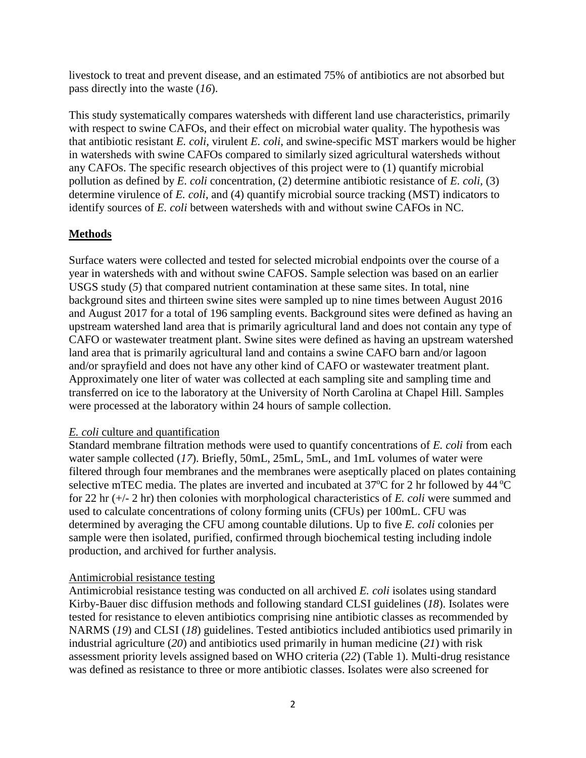livestock to treat and prevent disease, and an estimated 75% of antibiotics are not absorbed but pass directly into the waste (*16*).

This study systematically compares watersheds with different land use characteristics, primarily with respect to swine CAFOs, and their effect on microbial water quality. The hypothesis was that antibiotic resistant *E. coli*, virulent *E. coli*, and swine-specific MST markers would be higher in watersheds with swine CAFOs compared to similarly sized agricultural watersheds without any CAFOs. The specific research objectives of this project were to (1) quantify microbial pollution as defined by *E. coli* concentration, (2) determine antibiotic resistance of *E. coli*, (3) determine virulence of *E. coli*, and (4) quantify microbial source tracking (MST) indicators to identify sources of *E. coli* between watersheds with and without swine CAFOs in NC.

## Methods

Surface waters were collected and tested for selected microbial endpoints over the course of a year in watersheds with and without swine CAFOS. Sample selection was based on an earlier USGS study (*5*) that compared nutrient contamination at these same sites. In total, nine background sites and thirteen swine sites were sampled up to nine times between August 2016 and August 2017 for a total of 196 sampling events. Background sites were defined as having an upstream watershed land area that is primarily agricultural land and does not contain any type of CAFO or wastewater treatment plant. Swine sites were defined as having an upstream watershed land area that is primarily agricultural land and contains a swine CAFO barn and/or lagoon and/or sprayfield and does not have any other kind of CAFO or wastewater treatment plant. Approximately one liter of water was collected at each sampling site and sampling time and transferred on ice to the laboratory at the University of North Carolina at Chapel Hill. Samples were processed at the laboratory within 24 hours of sample collection.

### *E. coli* culture and quantification

Standard membrane filtration methods were used to quantify concentrations of *E. coli* from each water sample collected (*17*). Briefly, 50mL, 25mL, 5mL, and 1mL volumes of water were filtered through four membranes and the membranes were aseptically placed on plates containing selective mTEC media. The plates are inverted and incubated at $37^{o}C$ for 2 hr followed by $44\,^{o}C$ for 22 hr (+/- 2 hr) then colonies with morphological characteristics of *E. coli* were summed and used to calculate concentrations of colony forming units (CFUs) per 100mL. CFU was determined by averaging the CFU among countable dilutions. Up to five *E. coli* colonies per sample were then isolated, purified, confirmed through biochemical testing including indole production, and archived for further analysis.

### Antimicrobial resistance testing

Antimicrobial resistance testing was conducted on all archived *E. coli* isolates using standard Kirby-Bauer disc diffusion methods and following standard CLSI guidelines (*18*). Isolates were tested for resistance to eleven antibiotics comprising nine antibiotic classes as recommended by NARMS (*19*) and CLSI (*18*) guidelines. Tested antibiotics included antibiotics used primarily in industrial agriculture (*20*) and antibiotics used primarily in human medicine (*21*) with risk assessment priority levels assigned based on WHO criteria (*22*) (Table 1). Multi-drug resistance was defined as resistance to three or more antibiotic classes. Isolates were also screened for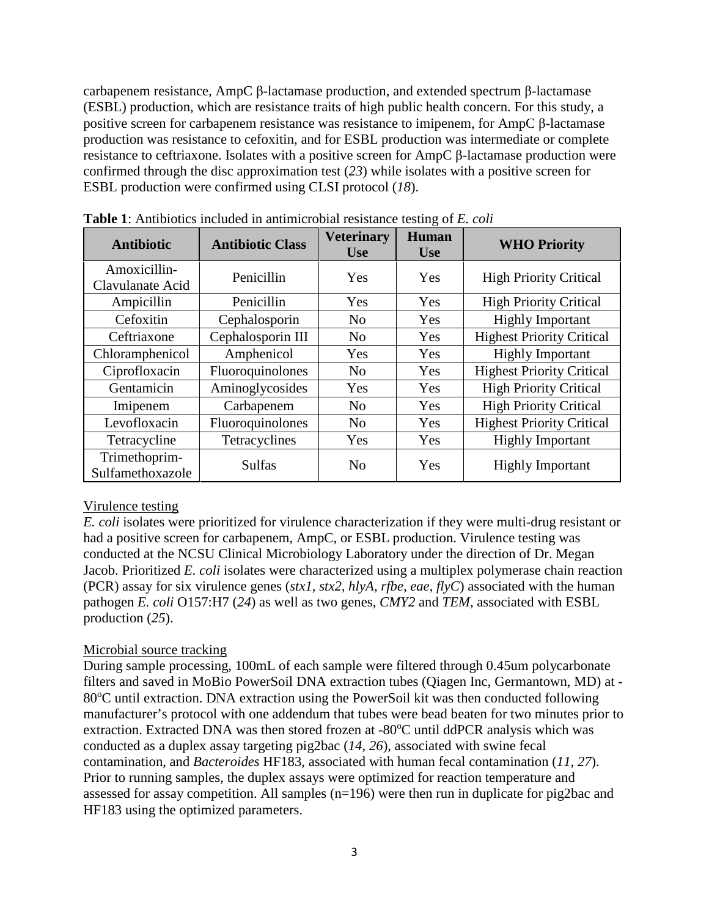carbapenem resistance, AmpC β-lactamase production, and extended spectrum β-lactamase (ESBL) production, which are resistance traits of high public health concern. For this study, a positive screen for carbapenem resistance was resistance to imipenem, for AmpC β-lactamase production was resistance to cefoxitin, and for ESBL production was intermediate or complete resistance to ceftriaxone. Isolates with a positive screen for AmpC β-lactamase production were confirmed through the disc approximation test (*23*) while isolates with a positive screen for ESBL production were confirmed using CLSI protocol (*18*).

**Table 1**: Antibiotics included in antimicrobial resistance testing of *E. coli*

| Antibiotic | Antibiotic Class | Veterinary Use | Human Use | WHO Priority |
|---|---|---|---|---|
| Amoxicillin-Clavulanate Acid | Penicillin | Yes | Yes | High Priority Critical |
| Ampicillin | Penicillin | Yes | Yes | High Priority Critical |
| Cefoxitin | Cephalosporin | No | Yes | Highly Important |
| Ceftriaxone | Cephalosporin III | No | Yes | Highest Priority Critical |
| Chloramphenicol | Amphenicol | Yes | Yes | Highly Important |
| Ciprofloxacin | Fluoroquinolones | No | Yes | Highest Priority Critical |
| Gentamicin | Aminoglycosides | Yes | Yes | High Priority Critical |
| Imipenem | Carbapenem | No | Yes | High Priority Critical |
| Levofloxacin | Fluoroquinolones | No | Yes | Highest Priority Critical |
| Tetracycline | Tetracyclines | Yes | Yes | Highly Important |
| Trimethoprim-Sulfamethoxazole | Sulfas | No | Yes | Highly Important |

Virulence testing

*E. coli* isolates were prioritized for virulence characterization if they were multi-drug resistant or had a positive screen for carbapenem, AmpC, or ESBL production. Virulence testing was conducted at the NCSU Clinical Microbiology Laboratory under the direction of Dr. Megan Jacob. Prioritized *E. coli* isolates were characterized using a multiplex polymerase chain reaction (PCR) assay for six virulence genes (*stx1, stx2, hlyA, rfbe, eae, flyC*) associated with the human pathogen *E. coli* O157:H7 (*24*) as well as two genes, *CMY2* and *TEM*, associated with ESBL production (*25*).

Microbial source tracking

During sample processing, 100mL of each sample were filtered through 0.45um polycarbonate filters and saved in MoBio PowerSoil DNA extraction tubes (Qiagen Inc, Germantown, MD) at -80°C until extraction. DNA extraction using the PowerSoil kit was then conducted following manufacturer's protocol with one addendum that tubes were bead beaten for two minutes prior to extraction. Extracted DNA was then stored frozen at -80°C until ddPCR analysis which was conducted as a duplex assay targeting pig2bac (*14*, *26*), associated with swine fecal contamination, and *Bacteroides* HF183, associated with human fecal contamination (*11*, *27*). Prior to running samples, the duplex assays were optimized for reaction temperature and assessed for assay competition. All samples (n=196) were then run in duplicate for pig2bac and HF183 using the optimized parameters.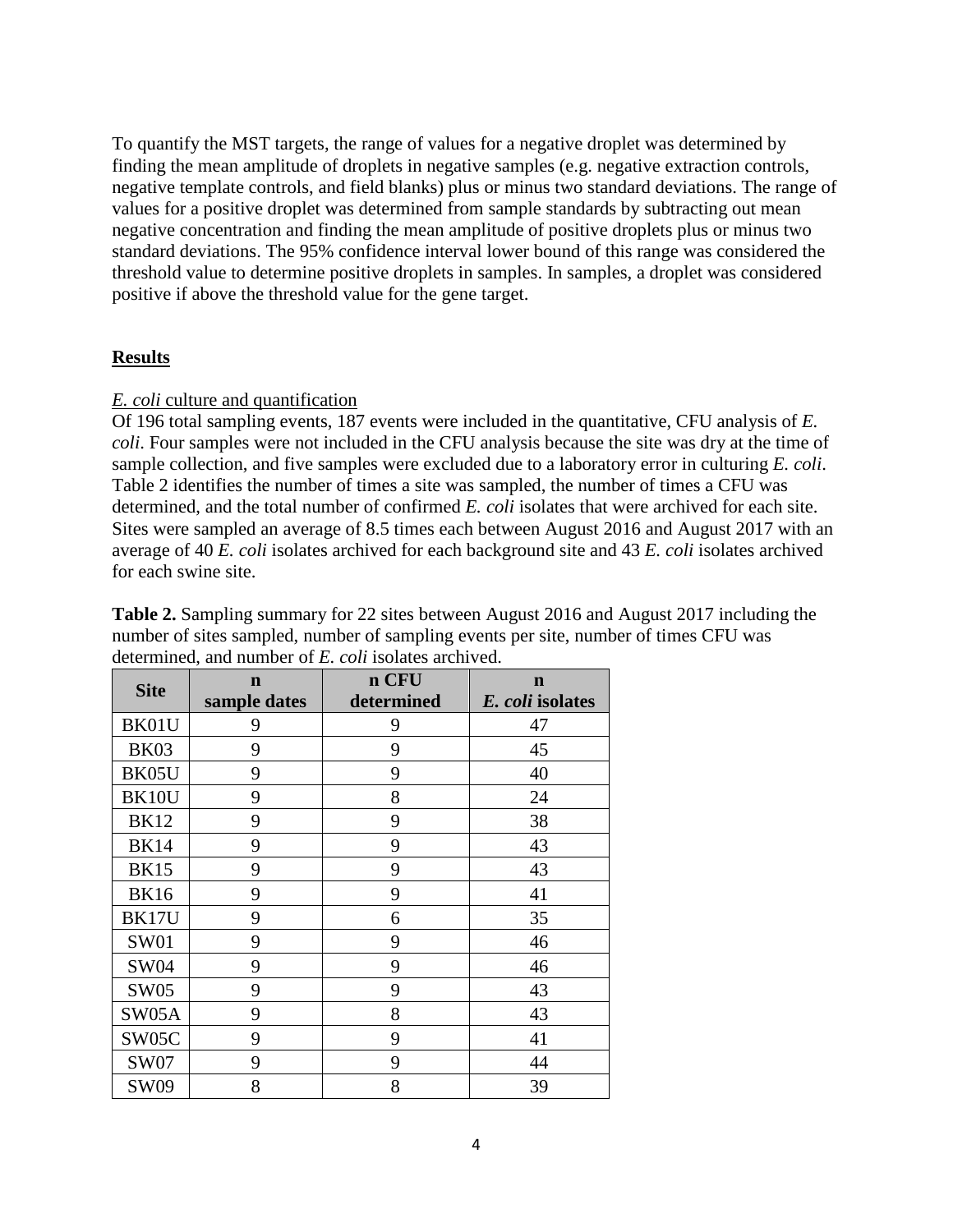To quantify the MST targets, the range of values for a negative droplet was determined by finding the mean amplitude of droplets in negative samples (e.g. negative extraction controls, negative template controls, and field blanks) plus or minus two standard deviations. The range of values for a positive droplet was determined from sample standards by subtracting out mean negative concentration and finding the mean amplitude of positive droplets plus or minus two standard deviations. The 95% confidence interval lower bound of this range was considered the threshold value to determine positive droplets in samples. In samples, a droplet was considered positive if above the threshold value for the gene target.

## Results

### *E. coli* culture and quantification

Of 196 total sampling events, 187 events were included in the quantitative, CFU analysis of *E. coli*. Four samples were not included in the CFU analysis because the site was dry at the time of sample collection, and five samples were excluded due to a laboratory error in culturing *E. coli*. Table 2 identifies the number of times a site was sampled, the number of times a CFU was determined, and the total number of confirmed *E. coli* isolates that were archived for each site. Sites were sampled an average of 8.5 times each between August 2016 and August 2017 with an average of 40 *E. coli* isolates archived for each background site and 43 *E. coli* isolates archived for each swine site.

**Table 2.** Sampling summary for 22 sites between August 2016 and August 2017 including the number of sites sampled, number of sampling events per site, number of times CFU was determined, and number of *E. coli* isolates archived.

| Site | n sample dates | n CFU determined | n *E. coli* isolates |
|---|---|---|---|
| BK01U | 9 | 9 | 47 |
| BK03 | 9 | 9 | 45 |
| BK05U | 9 | 9 | 40 |
| BK10U | 9 | 8 | 24 |
| BK12 | 9 | 9 | 38 |
| BK14 | 9 | 9 | 43 |
| BK15 | 9 | 9 | 43 |
| BK16 | 9 | 9 | 41 |
| BK17U | 9 | 6 | 35 |
| SW01 | 9 | 9 | 46 |
| SW04 | 9 | 9 | 46 |
| SW05 | 9 | 9 | 43 |
| SW05A | 9 | 8 | 43 |
| SW05C | 9 | 9 | 41 |
| SW07 | 9 | 9 | 44 |
| SW09 | 8 | 8 | 39 |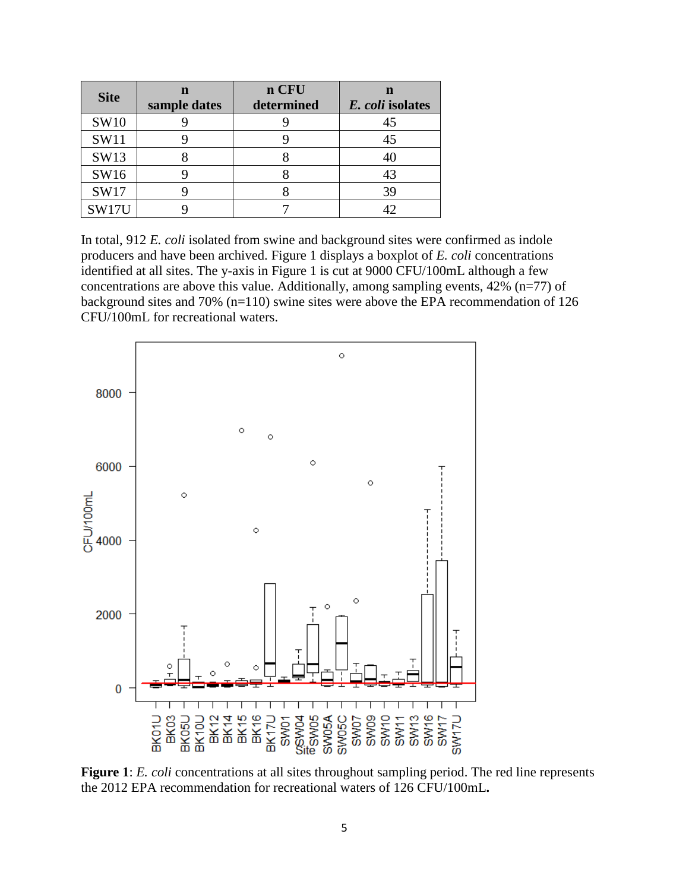| Site | n sample dates | n CFU determined | n *E. coli* isolates |
|---|---|---|---|
| SW10 | 9 | 9 | 45 |
| SW11 | 9 | 9 | 45 |
| SW13 | 8 | 8 | 40 |
| SW16 | 9 | 8 | 43 |
| SW17 | 9 | 8 | 39 |
| SW17U | 9 | 7 | 42 |

In total, 912 *E. coli* isolated from swine and background sites were confirmed as indole producers and have been archived. Figure 1 displays a boxplot of *E. coli* concentrations identified at all sites. The y-axis in Figure 1 is cut at 9000 CFU/100mL although a few concentrations are above this value. Additionally, among sampling events, 42% (n=77) of background sites and 70% (n=110) swine sites were above the EPA recommendation of 126 CFU/100mL for recreational waters.

**Figure 1**: *E. coli* concentrations at all sites throughout sampling period. The red line represents the 2012 EPA recommendation for recreational waters of 126 CFU/100mL**.**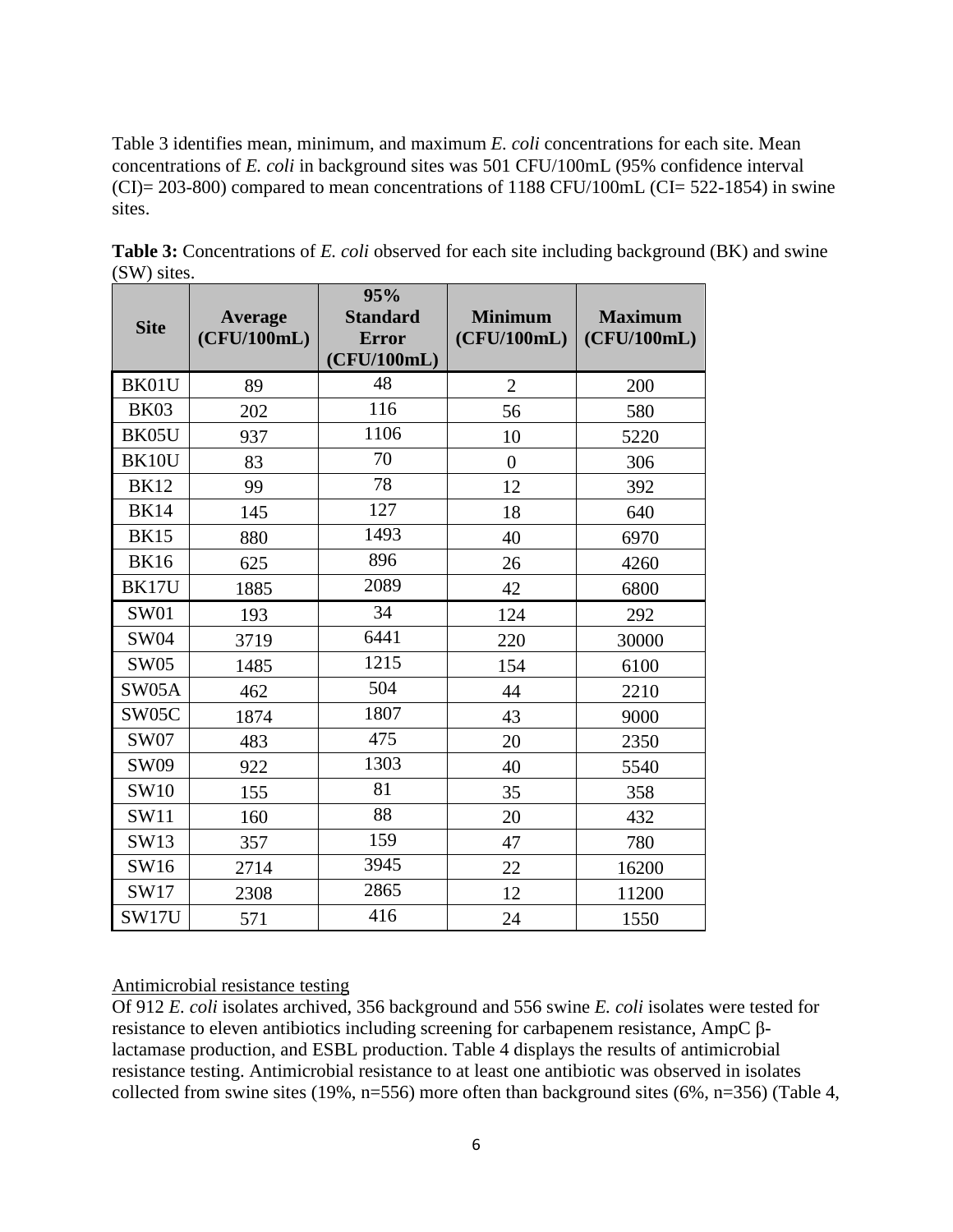Table 3 identifies mean, minimum, and maximum *E. coli* concentrations for each site. Mean concentrations of *E. coli* in background sites was 501 CFU/100mL (95% confidence interval (CI)= 203-800) compared to mean concentrations of 1188 CFU/100mL (CI= 522-1854) in swine sites.

**Table 3:** Concentrations of *E. coli* observed for each site including background (BK) and swine (SW) sites.

| Site | Average (CFU/100mL) | 95% Standard Error (CFU/100mL) | Minimum (CFU/100mL) | Maximum (CFU/100mL) |
|---|---|---|---|---|
| BK01U | 89 | 48 | 2 | 200 |
| BK03 | 202 | 116 | 56 | 580 |
| BK05U | 937 | 1106 | 10 | 5220 |
| BK10U | 83 | 70 | 0 | 306 |
| BK12 | 99 | 78 | 12 | 392 |
| BK14 | 145 | 127 | 18 | 640 |
| BK15 | 880 | 1493 | 40 | 6970 |
| BK16 | 625 | 896 | 26 | 4260 |
| BK17U | 1885 | 2089 | 42 | 6800 |
| SW01 | 193 | 34 | 124 | 292 |
| SW04 | 3719 | 6441 | 220 | 30000 |
| SW05 | 1485 | 1215 | 154 | 6100 |
| SW05A | 462 | 504 | 44 | 2210 |
| SW05C | 1874 | 1807 | 43 | 9000 |
| SW07 | 483 | 475 | 20 | 2350 |
| SW09 | 922 | 1303 | 40 | 5540 |
| SW10 | 155 | 81 | 35 | 358 |
| SW11 | 160 | 88 | 20 | 432 |
| SW13 | 357 | 159 | 47 | 780 |
| SW16 | 2714 | 3945 | 22 | 16200 |
| SW17 | 2308 | 2865 | 12 | 11200 |
| SW17U | 571 | 416 | 24 | 1550 |

Antimicrobial resistance testing

Of 912 *E. coli* isolates archived, 356 background and 556 swine *E. coli* isolates were tested for resistance to eleven antibiotics including screening for carbapenem resistance, AmpC β-lactamase production, and ESBL production. Table 4 displays the results of antimicrobial resistance testing. Antimicrobial resistance to at least one antibiotic was observed in isolates collected from swine sites (19%, n=556) more often than background sites (6%, n=356) (Table 4,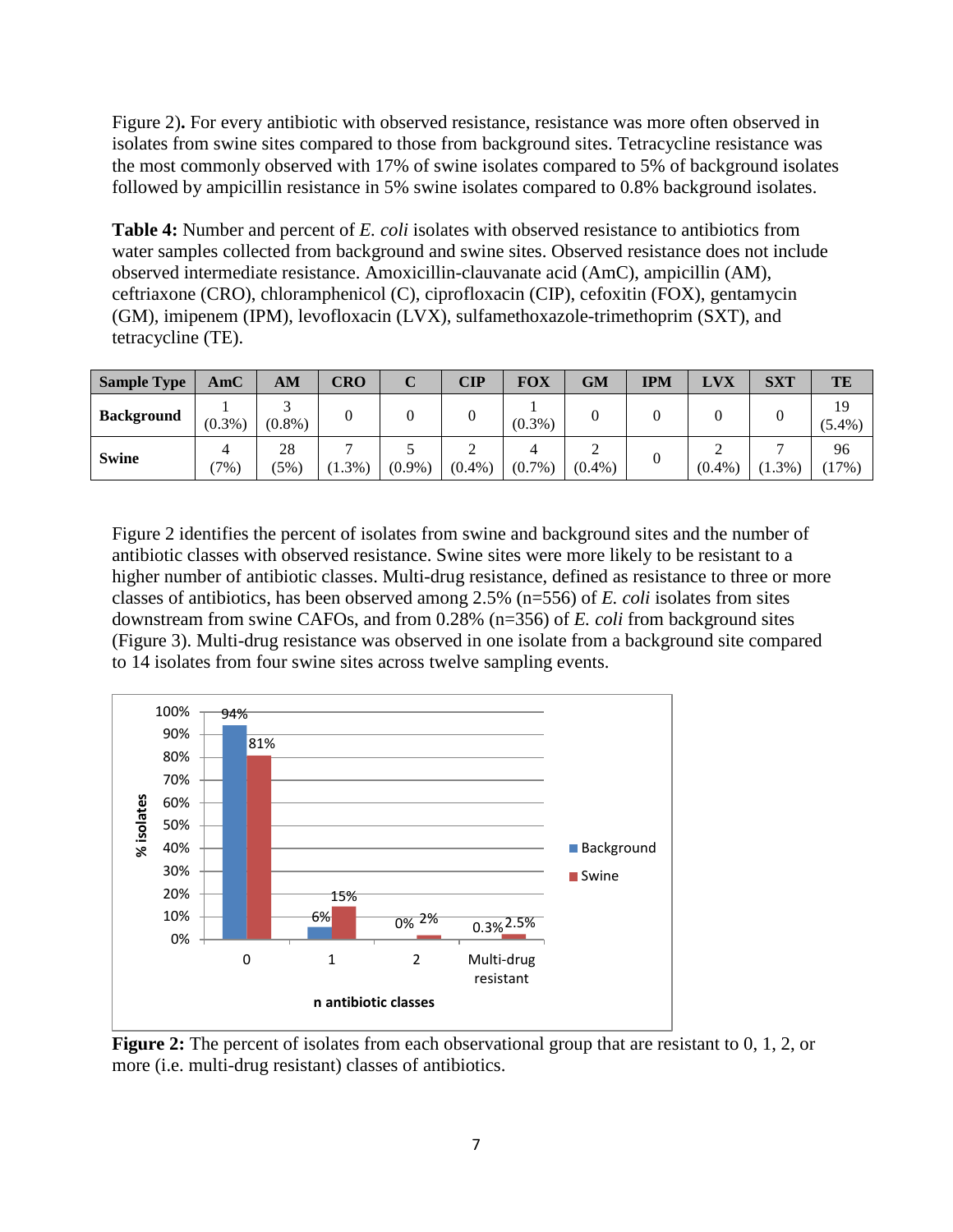Figure 2). For every antibiotic with observed resistance, resistance was more often observed in isolates from swine sites compared to those from background sites. Tetracycline resistance was the most commonly observed with 17% of swine isolates compared to 5% of background isolates followed by ampicillin resistance in 5% swine isolates compared to 0.8% background isolates.

**Table 4:** Number and percent of *E. coli* isolates with observed resistance to antibiotics from water samples collected from background and swine sites. Observed resistance does not include observed intermediate resistance. Amoxicillin-clauvanate acid (AmC), ampicillin (AM), ceftriaxone (CRO), chloramphenicol (C), ciprofloxacin (CIP), cefoxitin (FOX), gentamycin (GM), imipenem (IPM), levofloxacin (LVX), sulfamethoxazole-trimethoprim (SXT), and tetracycline (TE).

| Sample Type | AmC | AM | CRO | C | CIP | FOX | GM | IPM | LVX | SXT | TE |
|---|---|---|---|---|---|---|---|---|---|---|---|
| **Background** | 1 (0.3%) | 3 (0.8%) | 0 | 0 | 0 | 1 (0.3%) | 0 | 0 | 0 | 0 | 19 (5.4%) |
| **Swine** | 4 (7%) | 28 (5%) | 7 (1.3%) | 5 (0.9%) | 2 (0.4%) | 4 (0.7%) | 2 (0.4%) | 0 | 2 (0.4%) | 7 (1.3%) | 96 (17%) |

Figure 2 identifies the percent of isolates from swine and background sites and the number of antibiotic classes with observed resistance. Swine sites were more likely to be resistant to a higher number of antibiotic classes. Multi-drug resistance, defined as resistance to three or more classes of antibiotics, has been observed among 2.5% (n=556) of *E. coli* isolates from sites downstream from swine CAFOs, and from 0.28% (n=356) of *E. coli* from background sites (Figure 3). Multi-drug resistance was observed in one isolate from a background site compared to 14 isolates from four swine sites across twelve sampling events.

| n antibiotic classes | Background (% isolates) | Swine (% isolates) |
|---|---|---|
| 0 | 94% | 81% |
| 1 | 6% | 15% |
| 2 | 0% | 2% |
| Multi-drug resistant | 0.3% | 2.5% |

**Figure 2:** The percent of isolates from each observational group that are resistant to 0, 1, 2, or more (i.e. multi-drug resistant) classes of antibiotics.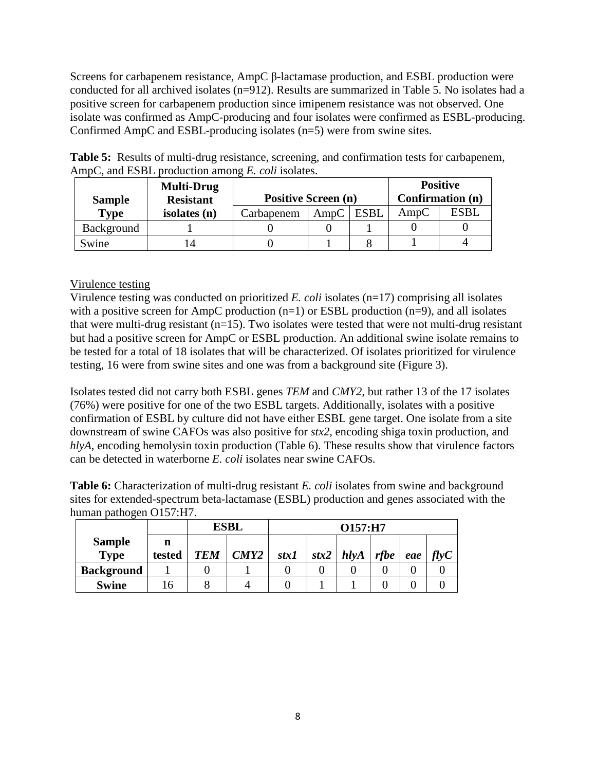Screens for carbapenem resistance, AmpC β-lactamase production, and ESBL production were conducted for all archived isolates (n=912). Results are summarized in Table 5. No isolates had a positive screen for carbapenem production since imipenem resistance was not observed. One isolate was confirmed as AmpC-producing and four isolates were confirmed as ESBL-producing. Confirmed AmpC and ESBL-producing isolates (n=5) were from swine sites.

**Table 5:** Results of multi-drug resistance, screening, and confirmation tests for carbapenem, AmpC, and ESBL production among *E. coli* isolates.

| Sample Type | Multi-Drug Resistant isolates (n) | Positive Screen (n) | | | Positive Confirmation (n) | |
|---|---|---|---|---|---|---|
| | | Carbapenem | AmpC | ESBL | AmpC | ESBL |
| Background | 1 | 0 | 0 | 1 | 0 | 0 |
| Swine | 14 | 0 | 1 | 8 | 1 | 4 |

Virulence testing

Virulence testing was conducted on prioritized *E. coli* isolates (n=17) comprising all isolates with a positive screen for AmpC production (n=1) or ESBL production (n=9), and all isolates that were multi-drug resistant (n=15). Two isolates were tested that were not multi-drug resistant but had a positive screen for AmpC or ESBL production. An additional swine isolate remains to be tested for a total of 18 isolates that will be characterized. Of isolates prioritized for virulence testing, 16 were from swine sites and one was from a background site (Figure 3).

Isolates tested did not carry both ESBL genes *TEM* and *CMY2*, but rather 13 of the 17 isolates (76%) were positive for one of the two ESBL targets. Additionally, isolates with a positive confirmation of ESBL by culture did not have either ESBL gene target. One isolate from a site downstream of swine CAFOs was also positive for *stx2*, encoding shiga toxin production, and *hlyA*, encoding hemolysin toxin production (Table 6). These results show that virulence factors can be detected in waterborne *E. coli* isolates near swine CAFOs.

**Table 6:** Characterization of multi-drug resistant *E. coli* isolates from swine and background sites for extended-spectrum beta-lactamase (ESBL) production and genes associated with the human pathogen O157:H7.

| Sample Type | n tested | ESBL | | O157:H7 | | | | | |
|---|---|---|---|---|---|---|---|---|---|
| | | *TEM* | *CMY2* | *stx1* | *stx2* | *hlyA* | *rfbe* | *eae* | *flyC* |
| **Background** | 1 | 0 | 1 | 0 | 0 | 0 | 0 | 0 | 0 |
| **Swine** | 16 | 8 | 4 | 0 | 1 | 1 | 0 | 0 | 0 |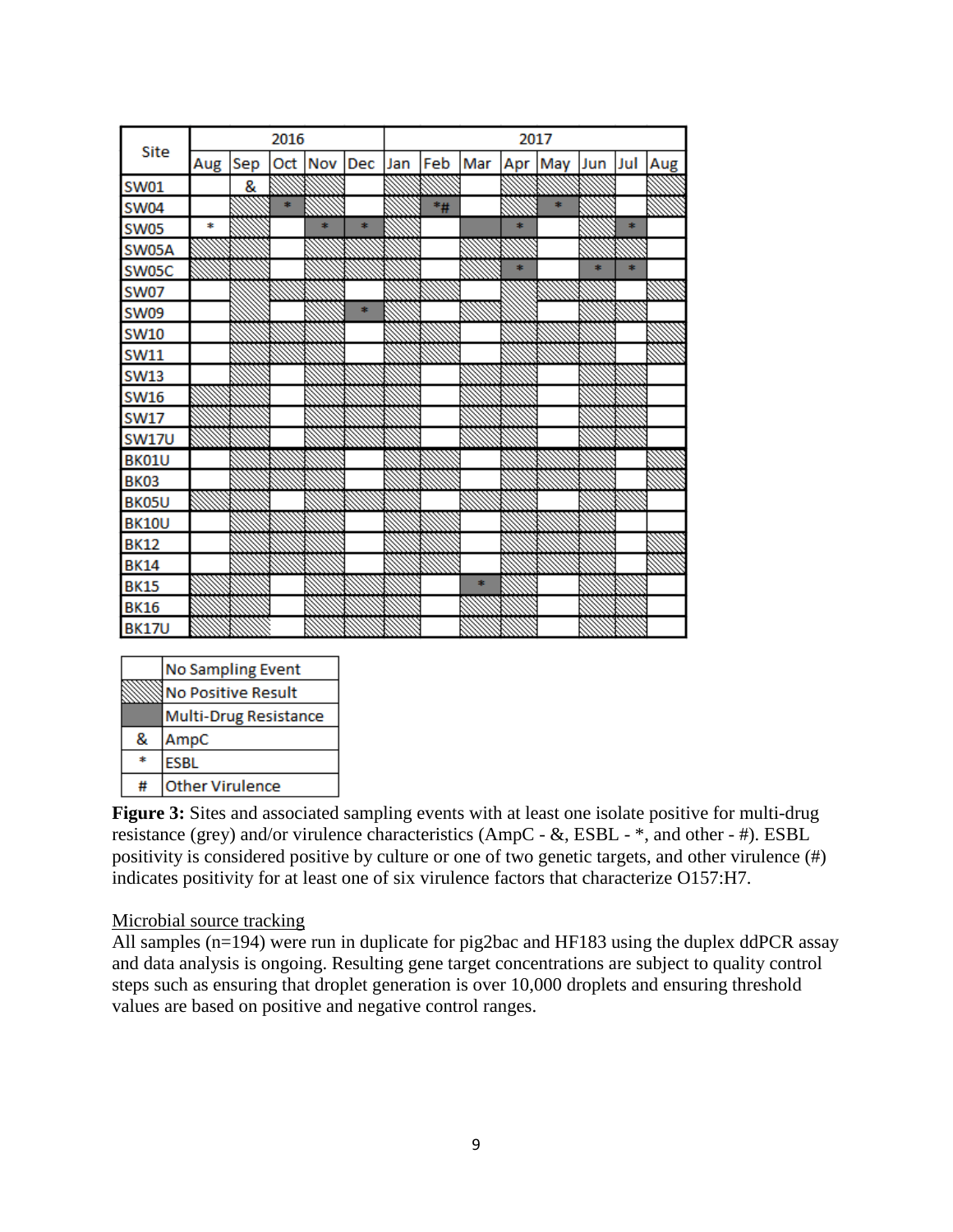| Site | 2016 | | | | | 2017 | | | | | | | |
|---|---|---|---|---|---|---|---|---|---|---|---|---|---|
| | Aug | Sep | Oct | Nov | Dec | Jan | Feb | Mar | Apr | May | Jun | Jul | Aug |
| SW01 | | & | | | | | | | | | | | |
| SW04 | | | * | | | | *# | | | * | | | |
| SW05 | * | | | * | * | | | | * | | | * | |
| SW05A | | | | | | | | | | | | | |
| SW05C | | | | | | | | | * | | * | * | |
| SW07 | | | | | | | | | | | | | |
| SW09 | | | | | * | | | | | | | | |
| SW10 | | | | | | | | | | | | | |
| SW11 | | | | | | | | | | | | | |
| SW13 | | | | | | | | | | | | | |
| SW16 | | | | | | | | | | | | | |
| SW17 | | | | | | | | | | | | | |
| SW17U | | | | | | | | | | | | | |
| BK01U | | | | | | | | | | | | | |
| BK03 | | | | | | | | | | | | | |
| BK05U | | | | | | | | | | | | | |
| BK10U | | | | | | | | | | | | | |
| BK12 | | | | | | | | | | | | | |
| BK14 | | | | | | | | | | | | | |
| BK15 | | | | | | | | * | | | | | |
| BK16 | | | | | | | | | | | | | |
| BK17U | | | | | | | | | | | | | |

| | |
|---|---|
| | No Sampling Event |
| | No Positive Result |
| | Multi-Drug Resistance |
| & | AmpC |
| * | ESBL |
| # | Other Virulence |

**Figure 3:** Sites and associated sampling events with at least one isolate positive for multi-drug resistance (grey) and/or virulence characteristics (AmpC - &, ESBL - *, and other - #). ESBL positivity is considered positive by culture or one of two genetic targets, and other virulence (#) indicates positivity for at least one of six virulence factors that characterize O157:H7.

<u>Microbial source tracking</u>

All samples (n=194) were run in duplicate for pig2bac and HF183 using the duplex ddPCR assay and data analysis is ongoing. Resulting gene target concentrations are subject to quality control steps such as ensuring that droplet generation is over 10,000 droplets and ensuring threshold values are based on positive and negative control ranges.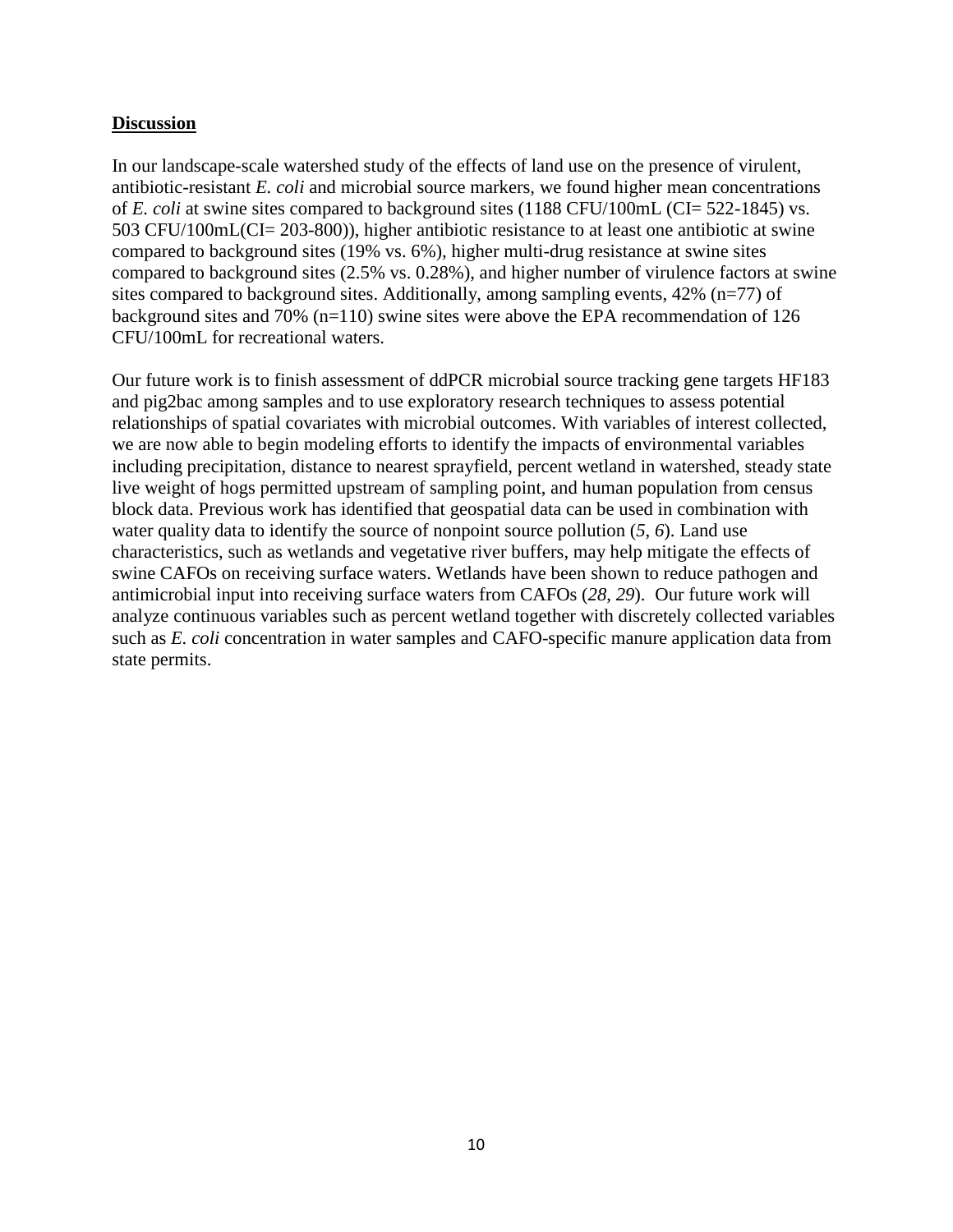## Discussion

In our landscape-scale watershed study of the effects of land use on the presence of virulent, antibiotic-resistant *E. coli* and microbial source markers, we found higher mean concentrations of *E. coli* at swine sites compared to background sites (1188 CFU/100mL (CI= 522-1845) vs. 503 CFU/100mL(CI= 203-800)), higher antibiotic resistance to at least one antibiotic at swine compared to background sites (19% vs. 6%), higher multi-drug resistance at swine sites compared to background sites (2.5% vs. 0.28%), and higher number of virulence factors at swine sites compared to background sites. Additionally, among sampling events, 42% (n=77) of background sites and 70% (n=110) swine sites were above the EPA recommendation of 126 CFU/100mL for recreational waters.

Our future work is to finish assessment of ddPCR microbial source tracking gene targets HF183 and pig2bac among samples and to use exploratory research techniques to assess potential relationships of spatial covariates with microbial outcomes. With variables of interest collected, we are now able to begin modeling efforts to identify the impacts of environmental variables including precipitation, distance to nearest sprayfield, percent wetland in watershed, steady state live weight of hogs permitted upstream of sampling point, and human population from census block data. Previous work has identified that geospatial data can be used in combination with water quality data to identify the source of nonpoint source pollution (*5*, *6*). Land use characteristics, such as wetlands and vegetative river buffers, may help mitigate the effects of swine CAFOs on receiving surface waters. Wetlands have been shown to reduce pathogen and antimicrobial input into receiving surface waters from CAFOs (*28*, *29*). Our future work will analyze continuous variables such as percent wetland together with discretely collected variables such as *E. coli* concentration in water samples and CAFO-specific manure application data from state permits.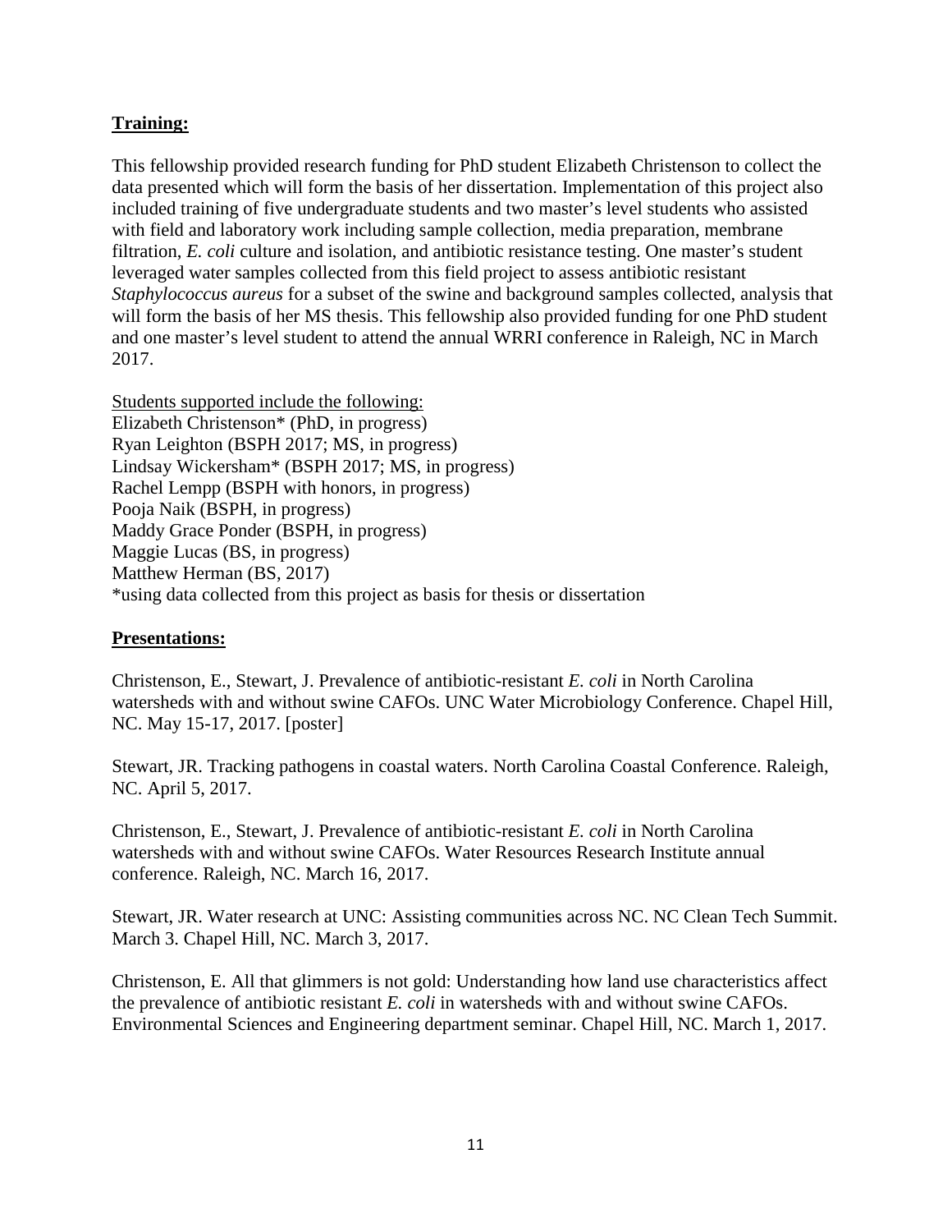**Training:**

This fellowship provided research funding for PhD student Elizabeth Christenson to collect the data presented which will form the basis of her dissertation. Implementation of this project also included training of five undergraduate students and two master's level students who assisted with field and laboratory work including sample collection, media preparation, membrane filtration, *E. coli* culture and isolation, and antibiotic resistance testing. One master's student leveraged water samples collected from this field project to assess antibiotic resistant *Staphylococcus aureus* for a subset of the swine and background samples collected, analysis that will form the basis of her MS thesis. This fellowship also provided funding for one PhD student and one master's level student to attend the annual WRRI conference in Raleigh, NC in March 2017.

Students supported include the following:
Elizabeth Christenson* (PhD, in progress)
Ryan Leighton (BSPH 2017; MS, in progress)
Lindsay Wickersham* (BSPH 2017; MS, in progress)
Rachel Lempp (BSPH with honors, in progress)
Pooja Naik (BSPH, in progress)
Maddy Grace Ponder (BSPH, in progress)
Maggie Lucas (BS, in progress)
Matthew Herman (BS, 2017)
*using data collected from this project as basis for thesis or dissertation

**Presentations:**

Christenson, E., Stewart, J. Prevalence of antibiotic-resistant *E. coli* in North Carolina watersheds with and without swine CAFOs. UNC Water Microbiology Conference. Chapel Hill, NC. May 15-17, 2017. [poster]

Stewart, JR. Tracking pathogens in coastal waters. North Carolina Coastal Conference. Raleigh, NC. April 5, 2017.

Christenson, E., Stewart, J. Prevalence of antibiotic-resistant *E. coli* in North Carolina watersheds with and without swine CAFOs. Water Resources Research Institute annual conference. Raleigh, NC. March 16, 2017.

Stewart, JR. Water research at UNC: Assisting communities across NC. NC Clean Tech Summit. March 3. Chapel Hill, NC. March 3, 2017.

Christenson, E. All that glimmers is not gold: Understanding how land use characteristics affect the prevalence of antibiotic resistant *E. coli* in watersheds with and without swine CAFOs. Environmental Sciences and Engineering department seminar. Chapel Hill, NC. March 1, 2017.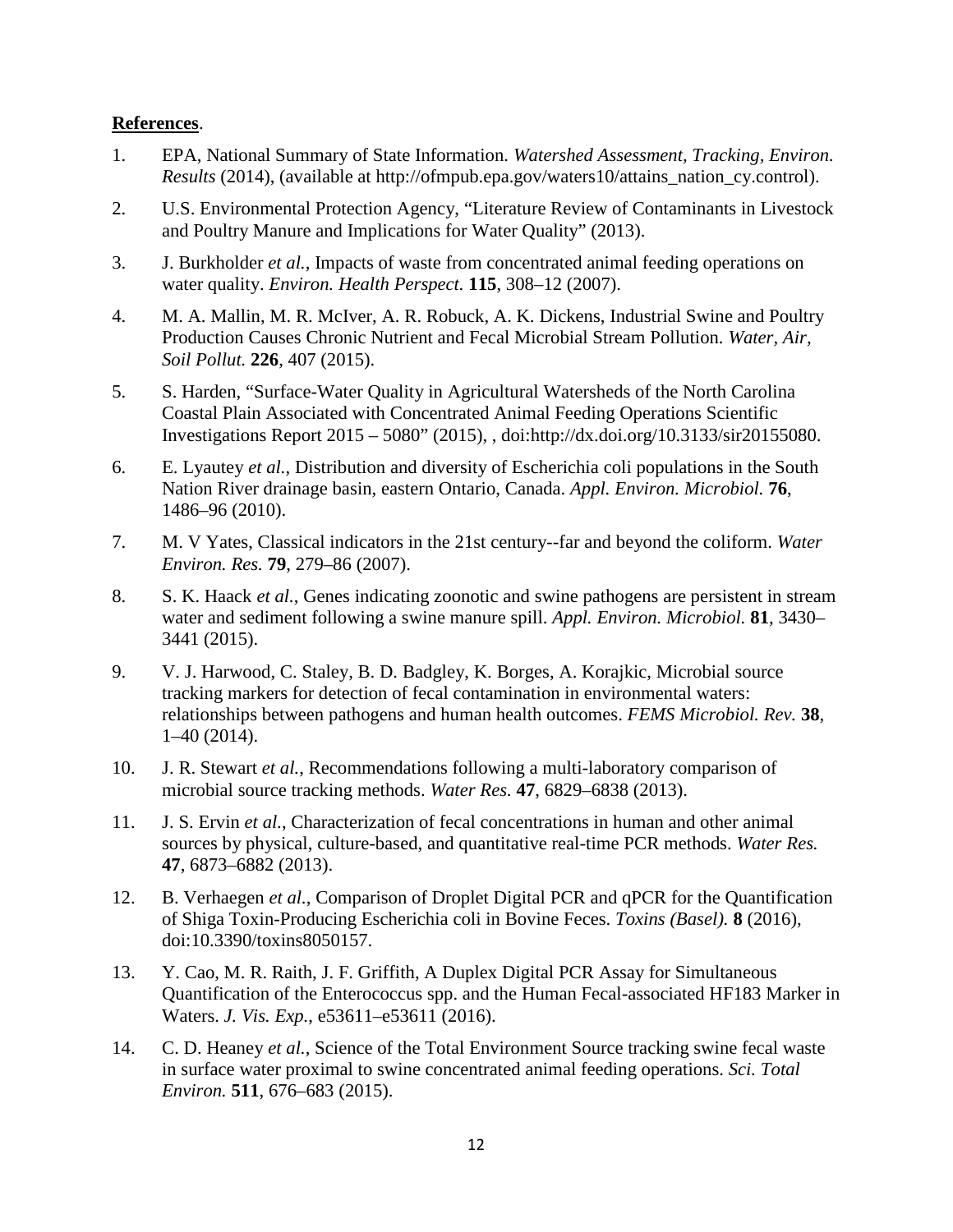**References**.

1. EPA, National Summary of State Information. *Watershed Assessment, Tracking, Environ. Results* (2014), (available at http://ofmpub.epa.gov/waters10/attains_nation_cy.control).
2. U.S. Environmental Protection Agency, "Literature Review of Contaminants in Livestock and Poultry Manure and Implications for Water Quality" (2013).
3. J. Burkholder *et al.*, Impacts of waste from concentrated animal feeding operations on water quality. *Environ. Health Perspect.* **115**, 308–12 (2007).
4. M. A. Mallin, M. R. McIver, A. R. Robuck, A. K. Dickens, Industrial Swine and Poultry Production Causes Chronic Nutrient and Fecal Microbial Stream Pollution. *Water, Air, Soil Pollut.* **226**, 407 (2015).
5. S. Harden, "Surface-Water Quality in Agricultural Watersheds of the North Carolina Coastal Plain Associated with Concentrated Animal Feeding Operations Scientific Investigations Report 2015 – 5080" (2015), , doi:http://dx.doi.org/10.3133/sir20155080.
6. E. Lyautey *et al.*, Distribution and diversity of Escherichia coli populations in the South Nation River drainage basin, eastern Ontario, Canada. *Appl. Environ. Microbiol.* **76**, 1486–96 (2010).
7. M. V Yates, Classical indicators in the 21st century--far and beyond the coliform. *Water Environ. Res.* **79**, 279–86 (2007).
8. S. K. Haack *et al.*, Genes indicating zoonotic and swine pathogens are persistent in stream water and sediment following a swine manure spill. *Appl. Environ. Microbiol.* **81**, 3430–3441 (2015).
9. V. J. Harwood, C. Staley, B. D. Badgley, K. Borges, A. Korajkic, Microbial source tracking markers for detection of fecal contamination in environmental waters: relationships between pathogens and human health outcomes. *FEMS Microbiol. Rev.* **38**, 1–40 (2014).
10. J. R. Stewart *et al.*, Recommendations following a multi-laboratory comparison of microbial source tracking methods. *Water Res.* **47**, 6829–6838 (2013).
11. J. S. Ervin *et al.*, Characterization of fecal concentrations in human and other animal sources by physical, culture-based, and quantitative real-time PCR methods. *Water Res.* **47**, 6873–6882 (2013).
12. B. Verhaegen *et al.*, Comparison of Droplet Digital PCR and qPCR for the Quantification of Shiga Toxin-Producing Escherichia coli in Bovine Feces. *Toxins (Basel).* **8** (2016), doi:10.3390/toxins8050157.
13. Y. Cao, M. R. Raith, J. F. Griffith, A Duplex Digital PCR Assay for Simultaneous Quantification of the Enterococcus spp. and the Human Fecal-associated HF183 Marker in Waters. *J. Vis. Exp.*, e53611–e53611 (2016).
14. C. D. Heaney *et al.*, Science of the Total Environment Source tracking swine fecal waste in surface water proximal to swine concentrated animal feeding operations. *Sci. Total Environ.* **511**, 676–683 (2015).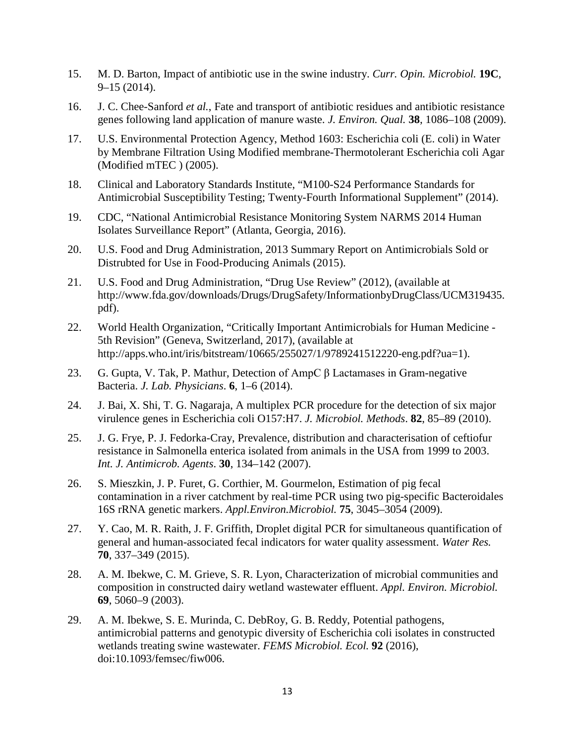15. M. D. Barton, Impact of antibiotic use in the swine industry. *Curr. Opin. Microbiol.* **19C**, 9–15 (2014).

16. J. C. Chee-Sanford *et al.*, Fate and transport of antibiotic residues and antibiotic resistance genes following land application of manure waste. *J. Environ. Qual.* **38**, 1086–108 (2009).

17. U.S. Environmental Protection Agency, Method 1603: Escherichia coli (E. coli) in Water by Membrane Filtration Using Modified membrane-Thermotolerant Escherichia coli Agar (Modified mTEC ) (2005).

18. Clinical and Laboratory Standards Institute, "M100-S24 Performance Standards for Antimicrobial Susceptibility Testing; Twenty-Fourth Informational Supplement" (2014).

19. CDC, "National Antimicrobial Resistance Monitoring System NARMS 2014 Human Isolates Surveillance Report" (Atlanta, Georgia, 2016).

20. U.S. Food and Drug Administration, 2013 Summary Report on Antimicrobials Sold or Distrubted for Use in Food-Producing Animals (2015).

21. U.S. Food and Drug Administration, "Drug Use Review" (2012), (available at http://www.fda.gov/downloads/Drugs/DrugSafety/InformationbyDrugClass/UCM319435.pdf).

22. World Health Organization, "Critically Important Antimicrobials for Human Medicine - 5th Revision" (Geneva, Switzerland, 2017), (available at http://apps.who.int/iris/bitstream/10665/255027/1/9789241512220-eng.pdf?ua=1).

23. G. Gupta, V. Tak, P. Mathur, Detection of AmpC β Lactamases in Gram-negative Bacteria. *J. Lab. Physicians*. **6**, 1–6 (2014).

24. J. Bai, X. Shi, T. G. Nagaraja, A multiplex PCR procedure for the detection of six major virulence genes in Escherichia coli O157:H7. *J. Microbiol. Methods*. **82**, 85–89 (2010).

25. J. G. Frye, P. J. Fedorka-Cray, Prevalence, distribution and characterisation of ceftiofur resistance in Salmonella enterica isolated from animals in the USA from 1999 to 2003. *Int. J. Antimicrob. Agents*. **30**, 134–142 (2007).

26. S. Mieszkin, J. P. Furet, G. Corthier, M. Gourmelon, Estimation of pig fecal contamination in a river catchment by real-time PCR using two pig-specific Bacteroidales 16S rRNA genetic markers. *Appl.Environ.Microbiol.* **75**, 3045–3054 (2009).

27. Y. Cao, M. R. Raith, J. F. Griffith, Droplet digital PCR for simultaneous quantification of general and human-associated fecal indicators for water quality assessment. *Water Res.* **70**, 337–349 (2015).

28. A. M. Ibekwe, C. M. Grieve, S. R. Lyon, Characterization of microbial communities and composition in constructed dairy wetland wastewater effluent. *Appl. Environ. Microbiol.* **69**, 5060–9 (2003).

29. A. M. Ibekwe, S. E. Murinda, C. DebRoy, G. B. Reddy, Potential pathogens, antimicrobial patterns and genotypic diversity of Escherichia coli isolates in constructed wetlands treating swine wastewater. *FEMS Microbiol. Ecol.* **92** (2016), doi:10.1093/femsec/fiw006.